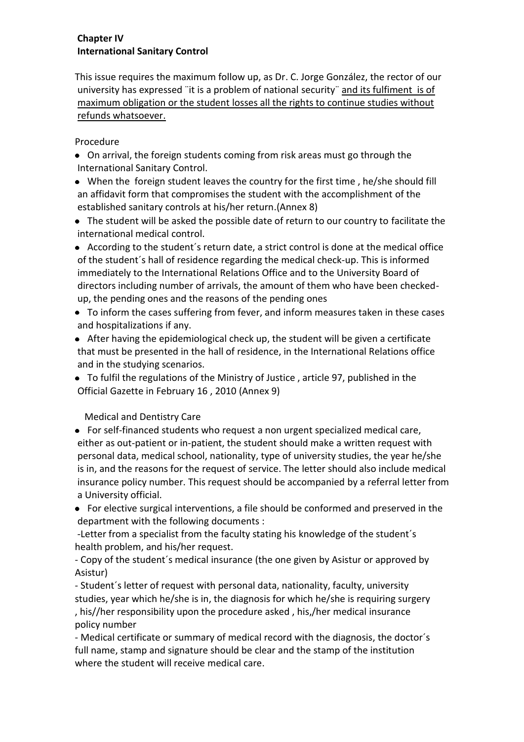**Chapter IV**
**International Sanitary Control**

This issue requires the maximum follow up, as Dr. C. Jorge González, the rector of our university has expressed ¨it is a problem of national security¨ <u>and its fulfiment is of maximum obligation or the student losses all the rights to continue studies without refunds whatsoever.</u>

Procedure

- On arrival, the foreign students coming from risk areas must go through the International Sanitary Control.
- When the foreign student leaves the country for the first time , he/she should fill an affidavit form that compromises the student with the accomplishment of the established sanitary controls at his/her return.(Annex 8)
- The student will be asked the possible date of return to our country to facilitate the international medical control.
- According to the student´s return date, a strict control is done at the medical office of the student´s hall of residence regarding the medical check-up. This is informed immediately to the International Relations Office and to the University Board of directors including number of arrivals, the amount of them who have been checked-up, the pending ones and the reasons of the pending ones
- To inform the cases suffering from fever, and inform measures taken in these cases and hospitalizations if any.
- After having the epidemiological check up, the student will be given a certificate that must be presented in the hall of residence, in the International Relations office and in the studying scenarios.
- To fulfil the regulations of the Ministry of Justice , article 97, published in the Official Gazette in February 16 , 2010 (Annex 9)

Medical and Dentistry Care

- For self-financed students who request a non urgent specialized medical care, either as out-patient or in-patient, the student should make a written request with personal data, medical school, nationality, type of university studies, the year he/she is in, and the reasons for the request of service. The letter should also include medical insurance policy number. This request should be accompanied by a referral letter from a University official.
- For elective surgical interventions, a file should be conformed and preserved in the department with the following documents :

-Letter from a specialist from the faculty stating his knowledge of the student´s health problem, and his/her request.

- Copy of the student´s medical insurance (the one given by Asistur or approved by Asistur)

- Student´s letter of request with personal data, nationality, faculty, university studies, year which he/she is in, the diagnosis for which he/she is requiring surgery , his//her responsibility upon the procedure asked , his,/her medical insurance policy number

- Medical certificate or summary of medical record with the diagnosis, the doctor´s full name, stamp and signature should be clear and the stamp of the institution where the student will receive medical care.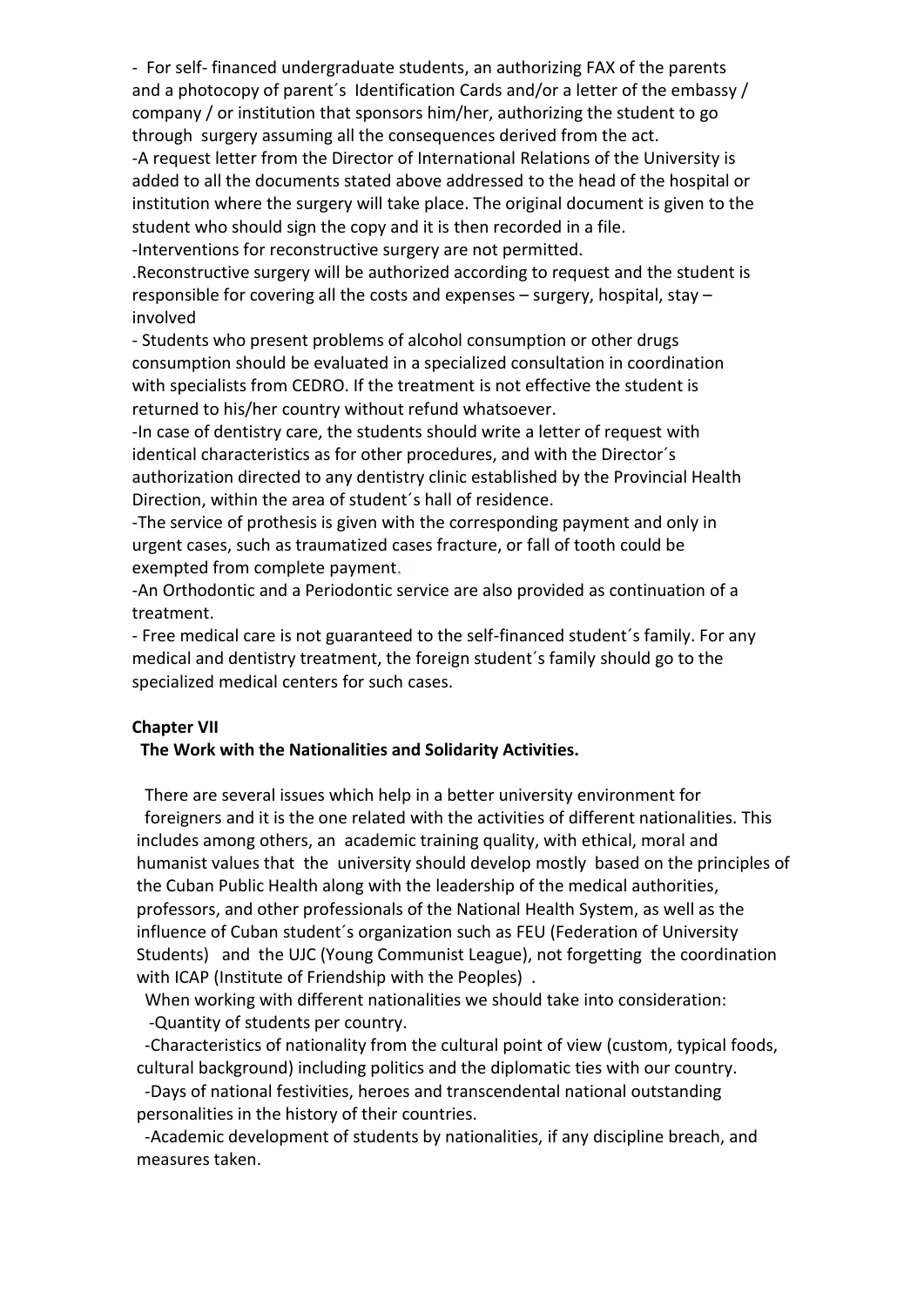- For self- financed undergraduate students, an authorizing FAX of the parents and a photocopy of parent´s Identification Cards and/or a letter of the embassy / company / or institution that sponsors him/her, authorizing the student to go through surgery assuming all the consequences derived from the act.

-A request letter from the Director of International Relations of the University is added to all the documents stated above addressed to the head of the hospital or institution where the surgery will take place. The original document is given to the student who should sign the copy and it is then recorded in a file.

-Interventions for reconstructive surgery are not permitted.

.Reconstructive surgery will be authorized according to request and the student is responsible for covering all the costs and expenses – surgery, hospital, stay – involved

- Students who present problems of alcohol consumption or other drugs consumption should be evaluated in a specialized consultation in coordination with specialists from CEDRO. If the treatment is not effective the student is returned to his/her country without refund whatsoever.

-In case of dentistry care, the students should write a letter of request with identical characteristics as for other procedures, and with the Director´s authorization directed to any dentistry clinic established by the Provincial Health Direction, within the area of student´s hall of residence.

-The service of prothesis is given with the corresponding payment and only in urgent cases, such as traumatized cases fracture, or fall of tooth could be exempted from complete payment.

-An Orthodontic and a Periodontic service are also provided as continuation of a treatment.

- Free medical care is not guaranteed to the self-financed student´s family. For any medical and dentistry treatment, the foreign student´s family should go to the specialized medical centers for such cases.

## Chapter VII

### The Work with the Nationalities and Solidarity Activities.

There are several issues which help in a better university environment for foreigners and it is the one related with the activities of different nationalities. This includes among others, an academic training quality, with ethical, moral and humanist values that the university should develop mostly based on the principles of the Cuban Public Health along with the leadership of the medical authorities, professors, and other professionals of the National Health System, as well as the influence of Cuban student´s organization such as FEU (Federation of University Students) and the UJC (Young Communist League), not forgetting the coordination with ICAP (Institute of Friendship with the Peoples) .

When working with different nationalities we should take into consideration:

-Quantity of students per country.

-Characteristics of nationality from the cultural point of view (custom, typical foods, cultural background) including politics and the diplomatic ties with our country.

-Days of national festivities, heroes and transcendental national outstanding personalities in the history of their countries.

-Academic development of students by nationalities, if any discipline breach, and measures taken.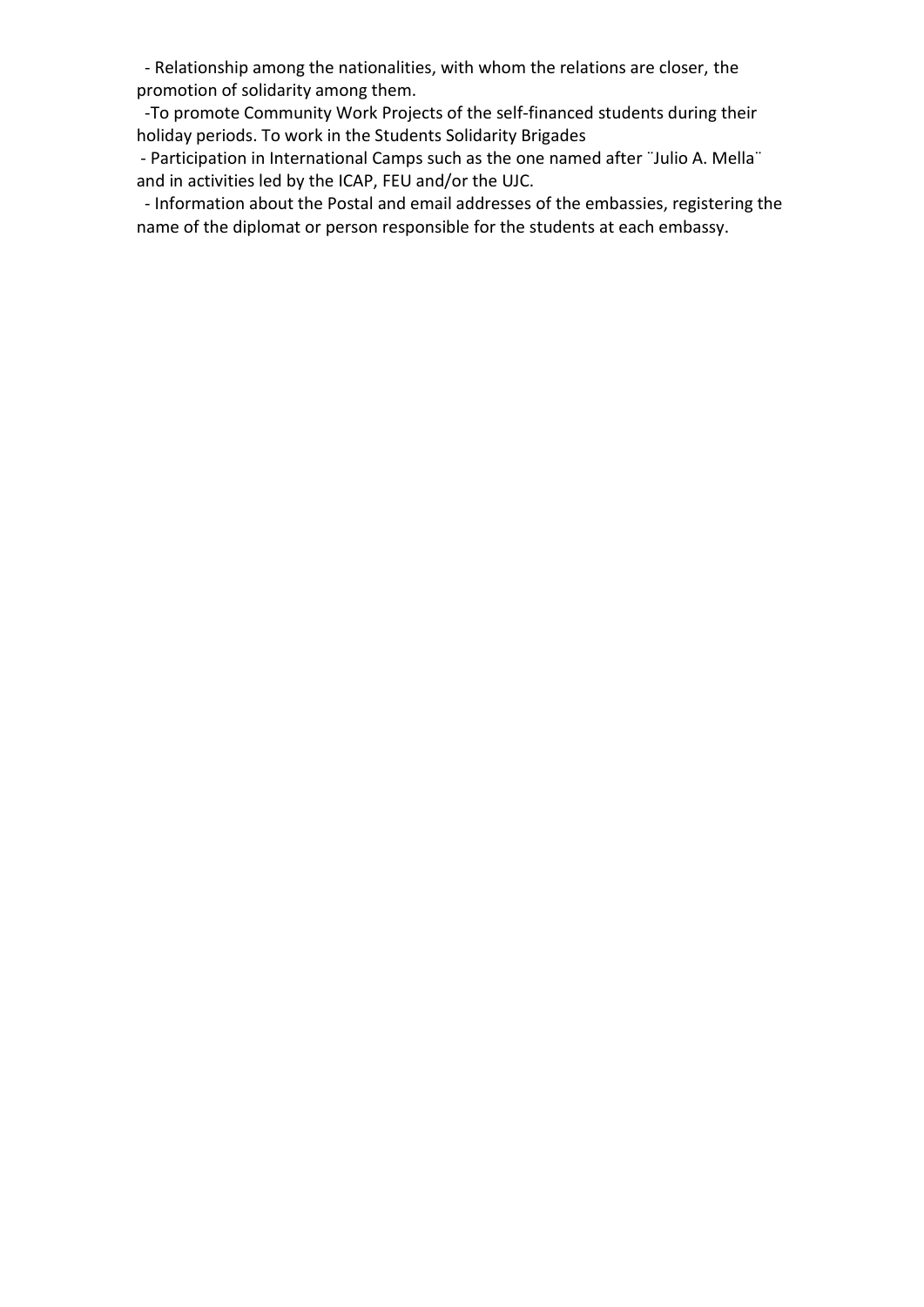- Relationship among the nationalities, with whom the relations are closer, the promotion of solidarity among them.
- To promote Community Work Projects of the self-financed students during their holiday periods. To work in the Students Solidarity Brigades
- Participation in International Camps such as the one named after ¨Julio A. Mella¨ and in activities led by the ICAP, FEU and/or the UJC.
- Information about the Postal and email addresses of the embassies, registering the name of the diplomat or person responsible for the students at each embassy.